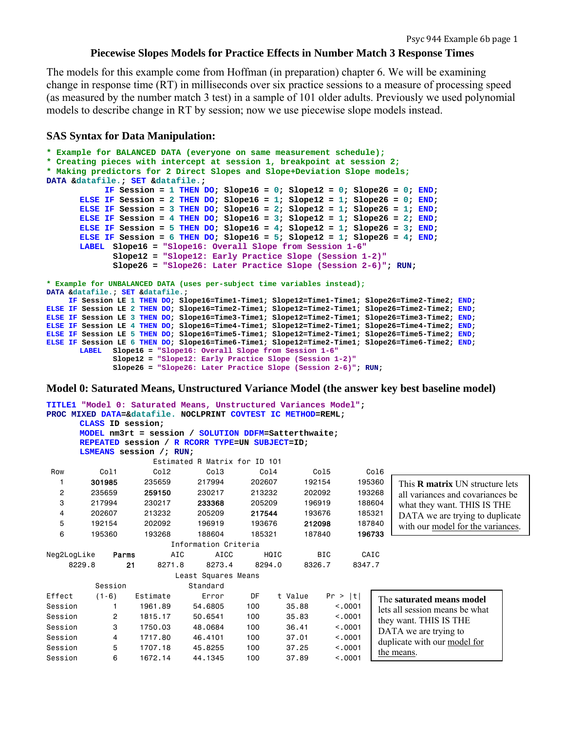## Piecewise Slopes Models for Practice Effects in Number Match 3 Response Times

The models for this example come from Hoffman (in preparation) chapter 6. We will be examining change in response time (RT) in milliseconds over six practice sessions to a measure of processing speed (as measured by the number match 3 test) in a sample of 101 older adults. Previously we used polynomial models to describe change in RT by session; now we use piecewise slope models instead.

### SAS Syntax for Data Manipulation:

```
* Example for BALANCED DATA (everyone on same measurement schedule);
* Creating pieces with intercept at session 1, breakpoint at session 2;
* Making predictors for 2 Direct Slopes and Slope+Deviation Slope models;
DATA &datafile.; SET &datafile.;
          IF Session = 1 THEN DO; Slope16 = 0; Slope12 = 0; Slope26 = 0; END;
     ELSE IF Session = 2 THEN DO; Slope16 = 1; Slope12 = 1; Slope26 = 0; END;
     ELSE IF Session = 3 THEN DO; Slope16 = 2; Slope12 = 1; Slope26 = 1; END;
     ELSE IF Session = 4 THEN DO; Slope16 = 3; Slope12 = 1; Slope26 = 2; END;
     ELSE IF Session = 5 THEN DO; Slope16 = 4; Slope12 = 1; Slope26 = 3; END;
     ELSE IF Session = 6 THEN DO; Slope16 = 5; Slope12 = 1; Slope26 = 4; END;
     LABEL  Slope16 = "Slope16: Overall Slope from Session 1-6"
            Slope12 = "Slope12: Early Practice Slope (Session 1-2)"
            Slope26 = "Slope26: Later Practice Slope (Session 2-6)"; RUN;

* Example for UNBALANCED DATA (uses per-subject time variables instead);
DATA &datafile.; SET &datafile.;
     IF Session LE 1 THEN DO; Slope16=Time1-Time1; Slope12=Time1-Time1; Slope26=Time2-Time2; END;
ELSE IF Session LE 2 THEN DO; Slope16=Time2-Time1; Slope12=Time2-Time1; Slope26=Time2-Time2; END;
ELSE IF Session LE 3 THEN DO; Slope16=Time3-Time1; Slope12=Time2-Time1; Slope26=Time3-Time2; END;
ELSE IF Session LE 4 THEN DO; Slope16=Time4-Time1; Slope12=Time2-Time1; Slope26=Time4-Time2; END;
ELSE IF Session LE 5 THEN DO; Slope16=Time5-Time1; Slope12=Time2-Time1; Slope26=Time5-Time2; END;
ELSE IF Session LE 6 THEN DO; Slope16=Time6-Time1; Slope12=Time2-Time1; Slope26=Time6-Time2; END;
     LABEL  Slope16 = "Slope16: Overall Slope from Session 1-6"
            Slope12 = "Slope12: Early Practice Slope (Session 1-2)"
            Slope26 = "Slope26: Later Practice Slope (Session 2-6)"; RUN;
```

### Model 0: Saturated Means, Unstructured Variance Model (the answer key best baseline model)

```
TITLE1 "Model 0: Saturated Means, Unstructured Variances Model";
PROC MIXED DATA=&datafile. NOCLPRINT COVTEST IC METHOD=REML;
     CLASS ID session;
     MODEL nm3rt = session / SOLUTION DDFM=Satterthwaite;
     REPEATED session / R RCORR TYPE=UN SUBJECT=ID;
     LSMEANS session /; RUN;
```

Estimated R Matrix for ID 101

| Row | Col1 | Col2 | Col3 | Col4 | Col5 | Col6 |
|---|---|---|---|---|---|---|
| 1 | **301985** | 235659 | 217994 | 202607 | 192154 | 195360 |
| 2 | 235659 | **259150** | 230217 | 213232 | 202092 | 193268 |
| 3 | 217994 | 230217 | **233368** | 205209 | 196919 | 188604 |
| 4 | 202607 | 213232 | 205209 | **217544** | 193676 | 185321 |
| 5 | 192154 | 202092 | 196919 | 193676 | **212098** | 187840 |
| 6 | 195360 | 193268 | 188604 | 185321 | 187840 | **196733** |

This **R matrix** UN structure lets all variances and covariances be what they want. THIS IS THE DATA we are trying to duplicate with our model for the variances.

Information Criteria

| Neg2LogLike | Parms | AIC | AICC | HQIC | BIC | CAIC |
|---|---|---|---|---|---|---|
| 8229.8 | **21** | 8271.8 | 8273.4 | 8294.0 | 8326.7 | 8347.7 |

Least Squares Means

| Effect | Session (1-6) | Estimate | Standard Error | DF | t Value | Pr > \|t\| |
|---|---|---|---|---|---|---|
| Session | 1 | 1961.89 | 54.6805 | 100 | 35.88 | <.0001 |
| Session | 2 | 1815.17 | 50.6541 | 100 | 35.83 | <.0001 |
| Session | 3 | 1750.03 | 48.0684 | 100 | 36.41 | <.0001 |
| Session | 4 | 1717.80 | 46.4101 | 100 | 37.01 | <.0001 |
| Session | 5 | 1707.18 | 45.8255 | 100 | 37.25 | <.0001 |
| Session | 6 | 1672.14 | 44.1345 | 100 | 37.89 | <.0001 |

The **saturated means model** lets all session means be what they want. THIS IS THE DATA we are trying to duplicate with our model for the means.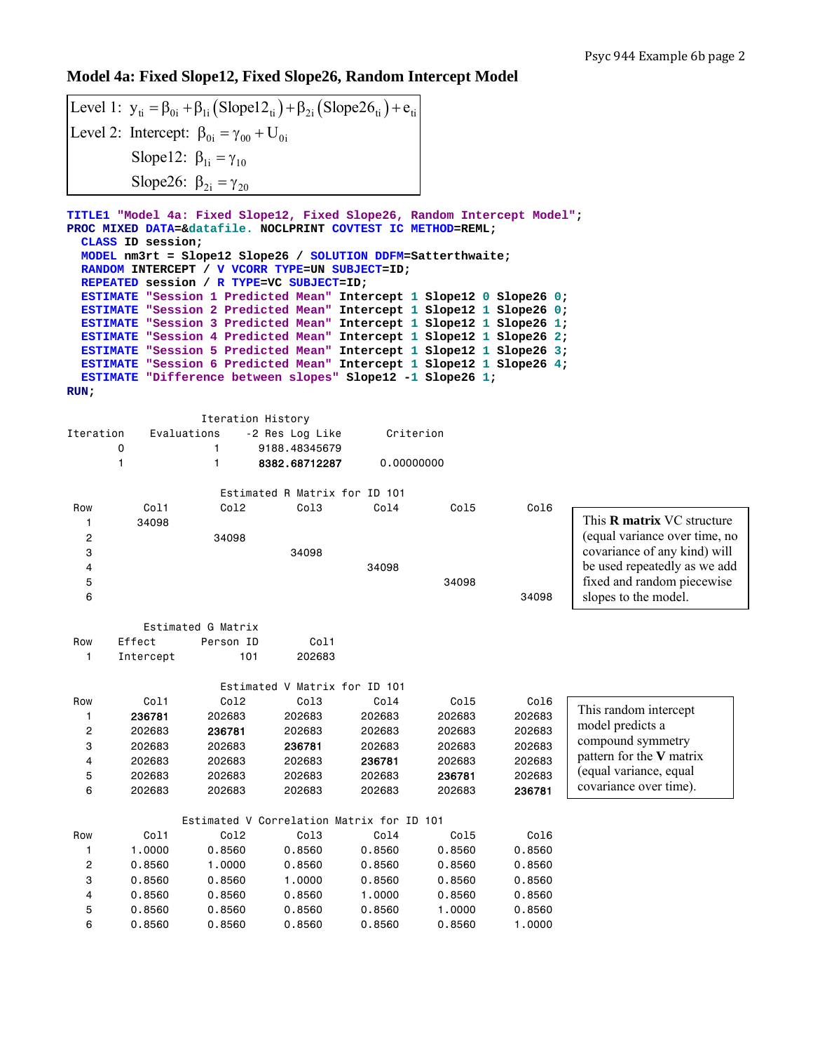## Model 4a: Fixed Slope12, Fixed Slope26, Random Intercept Model

$$\text{Level 1: } y_{ti} = \beta_{0i} + \beta_{1i}(\text{Slope12}_{ti}) + \beta_{2i}(\text{Slope26}_{ti}) + e_{ti}$$

$$\text{Level 2: Intercept: } \beta_{0i} = \gamma_{00} + U_{0i}$$

$$\text{Slope12: } \beta_{1i} = \gamma_{10}$$

$$\text{Slope26: } \beta_{2i} = \gamma_{20}$$

```
TITLE1 "Model 4a: Fixed Slope12, Fixed Slope26, Random Intercept Model";
PROC MIXED DATA=&datafile. NOCLPRINT COVTEST IC METHOD=REML;
  CLASS ID session;
  MODEL nm3rt = Slope12 Slope26 / SOLUTION DDFM=Satterthwaite;
  RANDOM INTERCEPT / V VCORR TYPE=UN SUBJECT=ID;
  REPEATED session / R TYPE=VC SUBJECT=ID;
  ESTIMATE "Session 1 Predicted Mean" Intercept 1 Slope12 0 Slope26 0;
  ESTIMATE "Session 2 Predicted Mean" Intercept 1 Slope12 1 Slope26 0;
  ESTIMATE "Session 3 Predicted Mean" Intercept 1 Slope12 1 Slope26 1;
  ESTIMATE "Session 4 Predicted Mean" Intercept 1 Slope12 1 Slope26 2;
  ESTIMATE "Session 5 Predicted Mean" Intercept 1 Slope12 1 Slope26 3;
  ESTIMATE "Session 6 Predicted Mean" Intercept 1 Slope12 1 Slope26 4;
  ESTIMATE "Difference between slopes" Slope12 -1 Slope26 1;
RUN;
```

Iteration History

| Iteration | Evaluations | -2 Res Log Like | Criterion |
|---|---|---|---|
| 0 | 1 | 9188.48345679 | |
| 1 | 1 | **8382.68712287** | 0.00000000 |

Estimated R Matrix for ID 101

| Row | Col1 | Col2 | Col3 | Col4 | Col5 | Col6 |
|---|---|---|---|---|---|---|
| 1 | 34098 | | | | | |
| 2 | | 34098 | | | | |
| 3 | | | 34098 | | | |
| 4 | | | | 34098 | | |
| 5 | | | | | 34098 | |
| 6 | | | | | | 34098 |

This **R matrix** VC structure (equal variance over time, no covariance of any kind) will be used repeatedly as we add fixed and random piecewise slopes to the model.

Estimated G Matrix

| Row | Effect | Person ID | Col1 |
|---|---|---|---|
| 1 | Intercept | 101 | 202683 |

Estimated V Matrix for ID 101

| Row | Col1 | Col2 | Col3 | Col4 | Col5 | Col6 |
|---|---|---|---|---|---|---|
| 1 | **236781** | 202683 | 202683 | 202683 | 202683 | 202683 |
| 2 | 202683 | **236781** | 202683 | 202683 | 202683 | 202683 |
| 3 | 202683 | 202683 | **236781** | 202683 | 202683 | 202683 |
| 4 | 202683 | 202683 | 202683 | **236781** | 202683 | 202683 |
| 5 | 202683 | 202683 | 202683 | 202683 | **236781** | 202683 |
| 6 | 202683 | 202683 | 202683 | 202683 | 202683 | **236781** |

This random intercept model predicts a compound symmetry pattern for the **V** matrix (equal variance, equal covariance over time).

Estimated V Correlation Matrix for ID 101

| Row | Col1 | Col2 | Col3 | Col4 | Col5 | Col6 |
|---|---|---|---|---|---|---|
| 1 | 1.0000 | 0.8560 | 0.8560 | 0.8560 | 0.8560 | 0.8560 |
| 2 | 0.8560 | 1.0000 | 0.8560 | 0.8560 | 0.8560 | 0.8560 |
| 3 | 0.8560 | 0.8560 | 1.0000 | 0.8560 | 0.8560 | 0.8560 |
| 4 | 0.8560 | 0.8560 | 0.8560 | 1.0000 | 0.8560 | 0.8560 |
| 5 | 0.8560 | 0.8560 | 0.8560 | 0.8560 | 1.0000 | 0.8560 |
| 6 | 0.8560 | 0.8560 | 0.8560 | 0.8560 | 0.8560 | 1.0000 |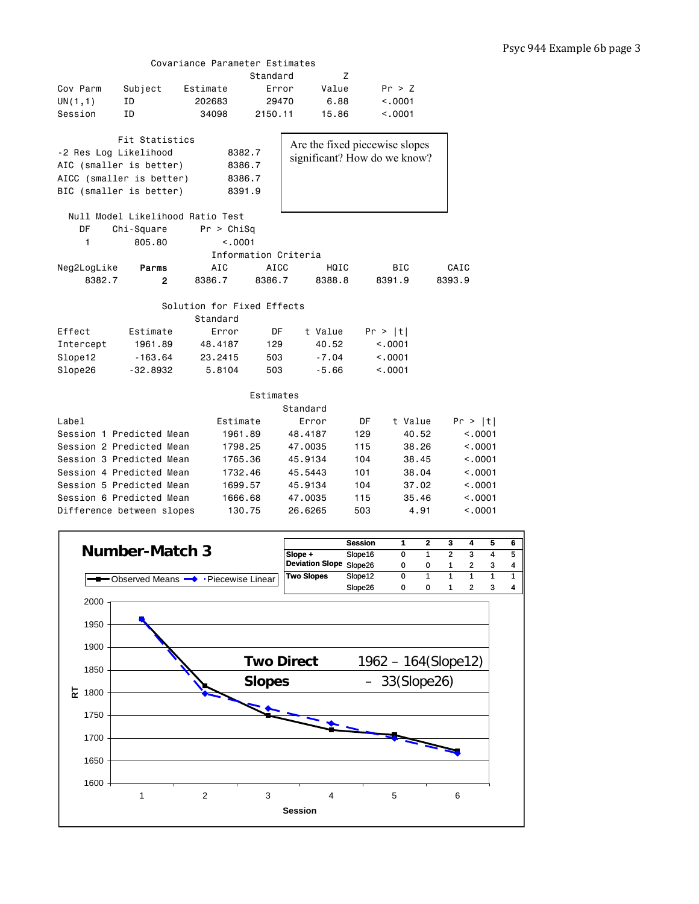### Covariance Parameter Estimates

| Cov Parm | Subject | Estimate | Standard Error | Z Value | Pr > Z |
|---|---|---|---|---|---|
| UN(1,1) | ID | 202683 | 29470 | 6.88 | <.0001 |
| Session | ID | 34098 | 2150.11 | 15.86 | <.0001 |

### Fit Statistics

| | |
|---|---|
| -2 Res Log Likelihood | 8382.7 |
| AIC (smaller is better) | 8386.7 |
| AICC (smaller is better) | 8386.7 |
| BIC (smaller is better) | 8391.9 |

> Are the fixed piecewise slopes significant? How do we know?

### Null Model Likelihood Ratio Test

| DF | Chi-Square | Pr > ChiSq |
|---|---|---|
| 1 | 805.80 | <.0001 |

### Information Criteria

| Neg2LogLike | Parms | AIC | AICC | HQIC | BIC | CAIC |
|---|---|---|---|---|---|---|
| 8382.7 | 2 | 8386.7 | 8386.7 | 8388.8 | 8391.9 | 8393.9 |

### Solution for Fixed Effects

| Effect | Estimate | Standard Error | DF | t Value | Pr > \|t\| |
|---|---|---|---|---|---|
| Intercept | 1961.89 | 48.4187 | 129 | 40.52 | <.0001 |
| Slope12 | -163.64 | 23.2415 | 503 | -7.04 | <.0001 |
| Slope26 | -32.8932 | 5.8104 | 503 | -5.66 | <.0001 |

### Estimates

| Label | Estimate | Standard Error | DF | t Value | Pr > \|t\| |
|---|---|---|---|---|---|
| Session 1 Predicted Mean | 1961.89 | 48.4187 | 129 | 40.52 | <.0001 |
| Session 2 Predicted Mean | 1798.25 | 47.0035 | 115 | 38.26 | <.0001 |
| Session 3 Predicted Mean | 1765.36 | 45.9134 | 104 | 38.45 | <.0001 |
| Session 4 Predicted Mean | 1732.46 | 45.5443 | 101 | 38.04 | <.0001 |
| Session 5 Predicted Mean | 1699.57 | 45.9134 | 104 | 37.02 | <.0001 |
| Session 6 Predicted Mean | 1666.68 | 47.0035 | 115 | 35.46 | <.0001 |
| Difference between slopes | 130.75 | 26.6265 | 503 | 4.91 | <.0001 |

## Number-Match 3

| | Session | 1 | 2 | 3 | 4 | 5 | 6 |
|---|---|---|---|---|---|---|---|
| Slope + Deviation Slope | Slope16 | 0 | 1 | 2 | 3 | 4 | 5 |
| | Slope26 | 0 | 0 | 1 | 2 | 3 | 4 |
| Two Slopes | Slope12 | 0 | 1 | 1 | 1 | 1 | 1 |
| | Slope26 | 0 | 0 | 1 | 2 | 3 | 4 |

Legend: Observed Means; Piecewise Linear

**Two Direct Slopes** 1962 – 164(Slope12) – 33(Slope26)

Y-axis: RT; X-axis: Session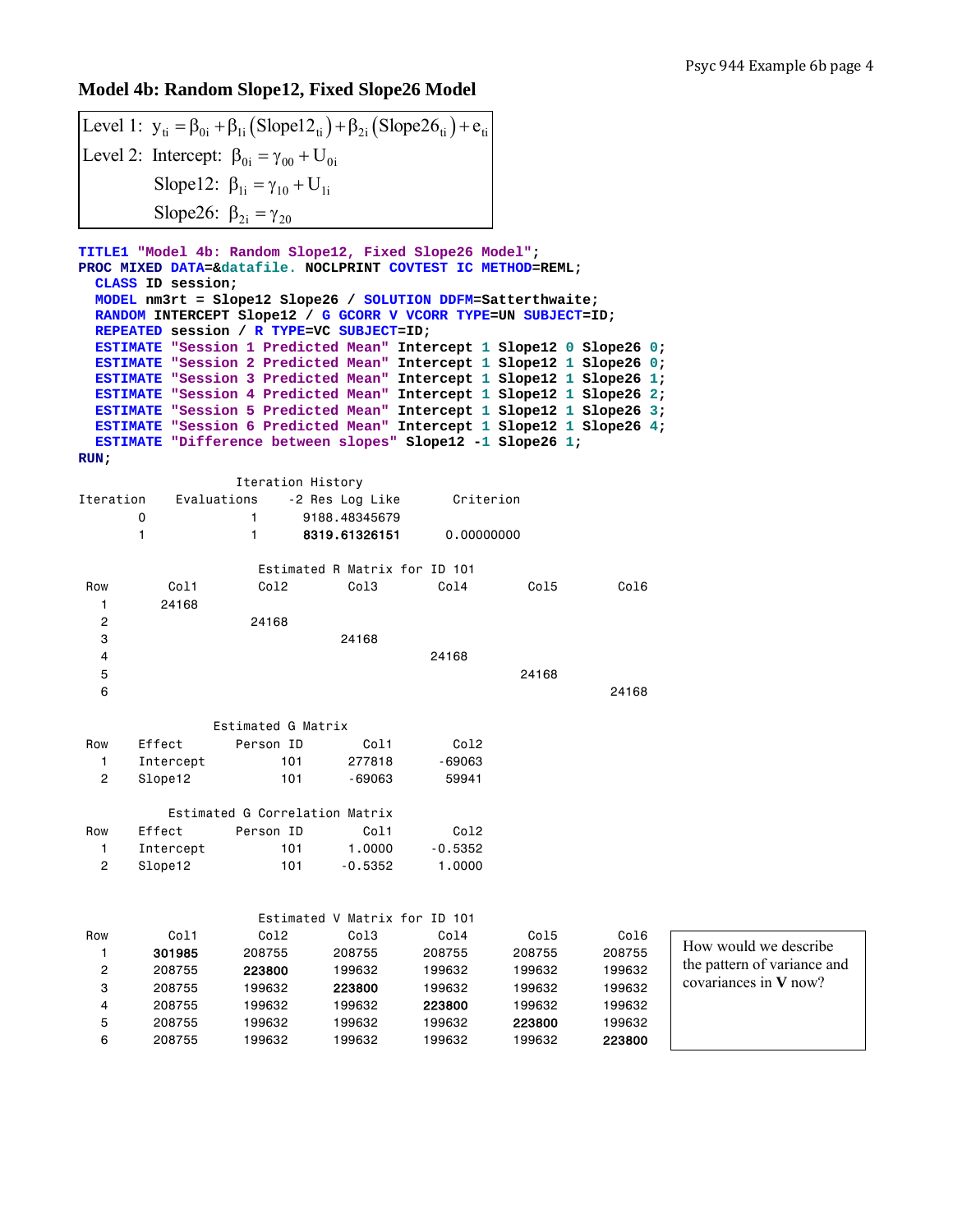## Model 4b: Random Slope12, Fixed Slope26 Model

$$
\begin{aligned}
&\text{Level 1: } y_{ti} = \beta_{0i} + \beta_{1i}\left(\text{Slope12}_{ti}\right) + \beta_{2i}\left(\text{Slope26}_{ti}\right) + e_{ti} \\
&\text{Level 2: Intercept: } \beta_{0i} = \gamma_{00} + U_{0i} \\
&\qquad\quad \text{Slope12: } \beta_{1i} = \gamma_{10} + U_{1i} \\
&\qquad\quad \text{Slope26: } \beta_{2i} = \gamma_{20}
\end{aligned}
$$

```
TITLE1 "Model 4b: Random Slope12, Fixed Slope26 Model";
PROC MIXED DATA=&datafile. NOCLPRINT COVTEST IC METHOD=REML;
  CLASS ID session;
  MODEL nm3rt = Slope12 Slope26 / SOLUTION DDFM=Satterthwaite;
  RANDOM INTERCEPT Slope12 / G GCORR V VCORR TYPE=UN SUBJECT=ID;
  REPEATED session / R TYPE=VC SUBJECT=ID;
  ESTIMATE "Session 1 Predicted Mean" Intercept 1 Slope12 0 Slope26 0;
  ESTIMATE "Session 2 Predicted Mean" Intercept 1 Slope12 1 Slope26 0;
  ESTIMATE "Session 3 Predicted Mean" Intercept 1 Slope12 1 Slope26 1;
  ESTIMATE "Session 4 Predicted Mean" Intercept 1 Slope12 1 Slope26 2;
  ESTIMATE "Session 5 Predicted Mean" Intercept 1 Slope12 1 Slope26 3;
  ESTIMATE "Session 6 Predicted Mean" Intercept 1 Slope12 1 Slope26 4;
  ESTIMATE "Difference between slopes" Slope12 -1 Slope26 1;
RUN;
```

Iteration History

| Iteration | Evaluations | -2 Res Log Like | Criterion |
|---|---|---|---|
| 0 | 1 | 9188.48345679 | |
| 1 | 1 | **8319.61326151** | 0.00000000 |

Estimated R Matrix for ID 101

| Row | Col1 | Col2 | Col3 | Col4 | Col5 | Col6 |
|---|---|---|---|---|---|---|
| 1 | 24168 | | | | | |
| 2 | | 24168 | | | | |
| 3 | | | 24168 | | | |
| 4 | | | | 24168 | | |
| 5 | | | | | 24168 | |
| 6 | | | | | | 24168 |

Estimated G Matrix

| Row | Effect | Person ID | Col1 | Col2 |
|---|---|---|---|---|
| 1 | Intercept | 101 | 277818 | -69063 |
| 2 | Slope12 | 101 | -69063 | 59941 |

Estimated G Correlation Matrix

| Row | Effect | Person ID | Col1 | Col2 |
|---|---|---|---|---|
| 1 | Intercept | 101 | 1.0000 | -0.5352 |
| 2 | Slope12 | 101 | -0.5352 | 1.0000 |

Estimated V Matrix for ID 101

| Row | Col1 | Col2 | Col3 | Col4 | Col5 | Col6 |
|---|---|---|---|---|---|---|
| 1 | **301985** | 208755 | 208755 | 208755 | 208755 | 208755 |
| 2 | 208755 | **223800** | 199632 | 199632 | 199632 | 199632 |
| 3 | 208755 | 199632 | **223800** | 199632 | 199632 | 199632 |
| 4 | 208755 | 199632 | 199632 | **223800** | 199632 | 199632 |
| 5 | 208755 | 199632 | 199632 | 199632 | **223800** | 199632 |
| 6 | 208755 | 199632 | 199632 | 199632 | 199632 | **223800** |

How would we describe the pattern of variance and covariances in **V** now?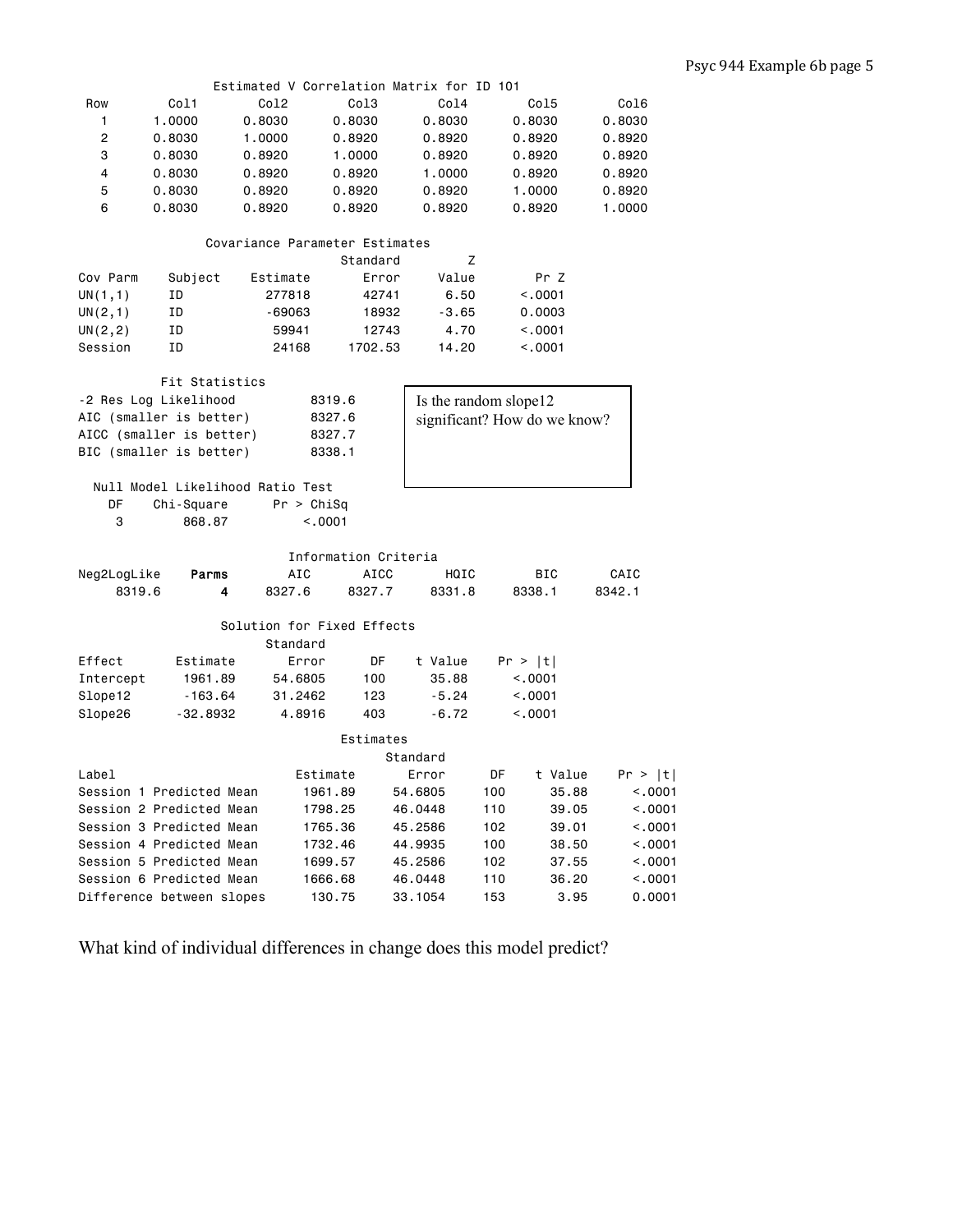Estimated V Correlation Matrix for ID 101

| Row | Col1 | Col2 | Col3 | Col4 | Col5 | Col6 |
|---|---|---|---|---|---|---|
| 1 | 1.0000 | 0.8030 | 0.8030 | 0.8030 | 0.8030 | 0.8030 |
| 2 | 0.8030 | 1.0000 | 0.8920 | 0.8920 | 0.8920 | 0.8920 |
| 3 | 0.8030 | 0.8920 | 1.0000 | 0.8920 | 0.8920 | 0.8920 |
| 4 | 0.8030 | 0.8920 | 0.8920 | 1.0000 | 0.8920 | 0.8920 |
| 5 | 0.8030 | 0.8920 | 0.8920 | 0.8920 | 1.0000 | 0.8920 |
| 6 | 0.8030 | 0.8920 | 0.8920 | 0.8920 | 0.8920 | 1.0000 |

Covariance Parameter Estimates

| Cov Parm | Subject | Estimate | Standard Error | Z Value | Pr Z |
|---|---|---|---|---|---|
| UN(1,1) | ID | 277818 | 42741 | 6.50 | <.0001 |
| UN(2,1) | ID | -69063 | 18932 | -3.65 | 0.0003 |
| UN(2,2) | ID | 59941 | 12743 | 4.70 | <.0001 |
| Session | ID | 24168 | 1702.53 | 14.20 | <.0001 |

Fit Statistics

| | |
|---|---|
| -2 Res Log Likelihood | 8319.6 |
| AIC (smaller is better) | 8327.6 |
| AICC (smaller is better) | 8327.7 |
| BIC (smaller is better) | 8338.1 |

Is the random slope12 significant? How do we know?

Null Model Likelihood Ratio Test

| DF | Chi-Square | Pr > ChiSq |
|---|---|---|
| 3 | 868.87 | <.0001 |

Information Criteria

| Neg2LogLike | Parms | AIC | AICC | HQIC | BIC | CAIC |
|---|---|---|---|---|---|---|
| 8319.6 | **4** | 8327.6 | 8327.7 | 8331.8 | 8338.1 | 8342.1 |

Solution for Fixed Effects

| Effect | Estimate | Standard Error | DF | t Value | Pr > \|t\| |
|---|---|---|---|---|---|
| Intercept | 1961.89 | 54.6805 | 100 | 35.88 | <.0001 |
| Slope12 | -163.64 | 31.2462 | 123 | -5.24 | <.0001 |
| Slope26 | -32.8932 | 4.8916 | 403 | -6.72 | <.0001 |

Estimates

| Label | Estimate | Standard Error | DF | t Value | Pr > \|t\| |
|---|---|---|---|---|---|
| Session 1 Predicted Mean | 1961.89 | 54.6805 | 100 | 35.88 | <.0001 |
| Session 2 Predicted Mean | 1798.25 | 46.0448 | 110 | 39.05 | <.0001 |
| Session 3 Predicted Mean | 1765.36 | 45.2586 | 102 | 39.01 | <.0001 |
| Session 4 Predicted Mean | 1732.46 | 44.9935 | 100 | 38.50 | <.0001 |
| Session 5 Predicted Mean | 1699.57 | 45.2586 | 102 | 37.55 | <.0001 |
| Session 6 Predicted Mean | 1666.68 | 46.0448 | 110 | 36.20 | <.0001 |
| Difference between slopes | 130.75 | 33.1054 | 153 | 3.95 | 0.0001 |

What kind of individual differences in change does this model predict?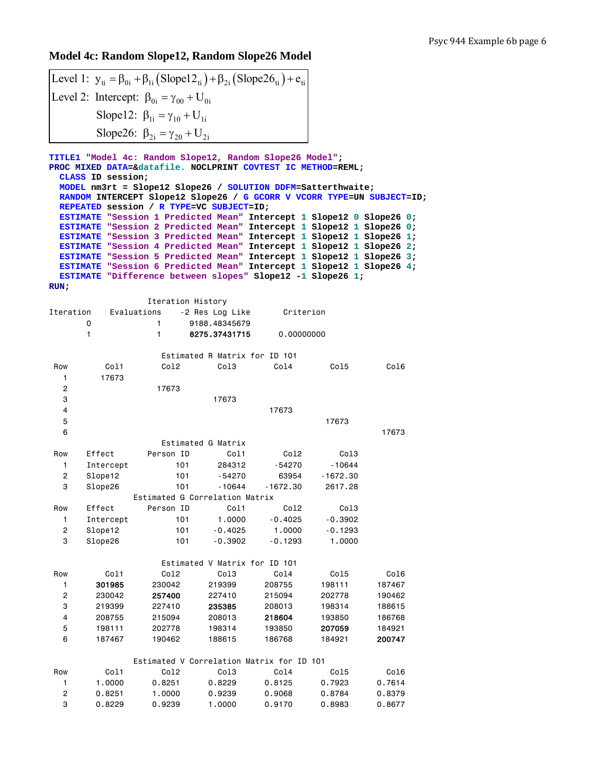## Model 4c: Random Slope12, Random Slope26 Model

$$\text{Level 1: } y_{ti} = \beta_{0i} + \beta_{1i}\left(\text{Slope12}_{ti}\right) + \beta_{2i}\left(\text{Slope26}_{ti}\right) + e_{ti}$$

$$\text{Level 2: Intercept: } \beta_{0i} = \gamma_{00} + U_{0i}$$

$$\text{Slope12: } \beta_{1i} = \gamma_{10} + U_{1i}$$

$$\text{Slope26: } \beta_{2i} = \gamma_{20} + U_{2i}$$

```
TITLE1 "Model 4c: Random Slope12, Random Slope26 Model";
PROC MIXED DATA=&datafile. NOCLPRINT COVTEST IC METHOD=REML;
  CLASS ID session;
  MODEL nm3rt = Slope12 Slope26 / SOLUTION DDFM=Satterthwaite;
  RANDOM INTERCEPT Slope12 Slope26 / G GCORR V VCORR TYPE=UN SUBJECT=ID;
  REPEATED session / R TYPE=VC SUBJECT=ID;
  ESTIMATE "Session 1 Predicted Mean" Intercept 1 Slope12 0 Slope26 0;
  ESTIMATE "Session 2 Predicted Mean" Intercept 1 Slope12 1 Slope26 0;
  ESTIMATE "Session 3 Predicted Mean" Intercept 1 Slope12 1 Slope26 1;
  ESTIMATE "Session 4 Predicted Mean" Intercept 1 Slope12 1 Slope26 2;
  ESTIMATE "Session 5 Predicted Mean" Intercept 1 Slope12 1 Slope26 3;
  ESTIMATE "Session 6 Predicted Mean" Intercept 1 Slope12 1 Slope26 4;
  ESTIMATE "Difference between slopes" Slope12 -1 Slope26 1;
RUN;
```

Iteration History

| Iteration | Evaluations | -2 Res Log Like | Criterion |
|---|---|---|---|
| 0 | 1 | 9188.48345679 | |
| 1 | 1 | **8275.37431715** | 0.00000000 |

Estimated R Matrix for ID 101

| Row | Col1 | Col2 | Col3 | Col4 | Col5 | Col6 |
|---|---|---|---|---|---|---|
| 1 | 17673 | | | | | |
| 2 | | 17673 | | | | |
| 3 | | | 17673 | | | |
| 4 | | | | 17673 | | |
| 5 | | | | | 17673 | |
| 6 | | | | | | 17673 |

Estimated G Matrix

| Row | Effect | Person ID | Col1 | Col2 | Col3 |
|---|---|---|---|---|---|
| 1 | Intercept | 101 | 284312 | -54270 | -10644 |
| 2 | Slope12 | 101 | -54270 | 63954 | -1672.30 |
| 3 | Slope26 | 101 | -10644 | -1672.30 | 2617.28 |

Estimated G Correlation Matrix

| Row | Effect | Person ID | Col1 | Col2 | Col3 |
|---|---|---|---|---|---|
| 1 | Intercept | 101 | 1.0000 | -0.4025 | -0.3902 |
| 2 | Slope12 | 101 | -0.4025 | 1.0000 | -0.1293 |
| 3 | Slope26 | 101 | -0.3902 | -0.1293 | 1.0000 |

Estimated V Matrix for ID 101

| Row | Col1 | Col2 | Col3 | Col4 | Col5 | Col6 |
|---|---|---|---|---|---|---|
| 1 | **301985** | 230042 | 219399 | 208755 | 198111 | 187467 |
| 2 | 230042 | **257400** | 227410 | 215094 | 202778 | 190462 |
| 3 | 219399 | 227410 | **235385** | 208013 | 198314 | 188615 |
| 4 | 208755 | 215094 | 208013 | **218604** | 193850 | 186768 |
| 5 | 198111 | 202778 | 198314 | 193850 | **207059** | 184921 |
| 6 | 187467 | 190462 | 188615 | 186768 | 184921 | **200747** |

Estimated V Correlation Matrix for ID 101

| Row | Col1 | Col2 | Col3 | Col4 | Col5 | Col6 |
|---|---|---|---|---|---|---|
| 1 | 1.0000 | 0.8251 | 0.8229 | 0.8125 | 0.7923 | 0.7614 |
| 2 | 0.8251 | 1.0000 | 0.9239 | 0.9068 | 0.8784 | 0.8379 |
| 3 | 0.8229 | 0.9239 | 1.0000 | 0.9170 | 0.8983 | 0.8677 |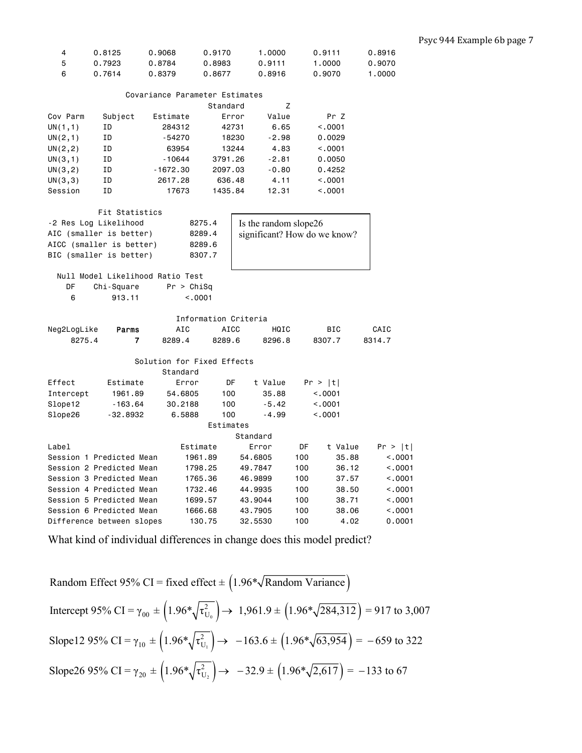| | | | | | | |
|---|---|---|---|---|---|---|
| 4 | 0.8125 | 0.9068 | 0.9170 | 1.0000 | 0.9111 | 0.8916 |
| 5 | 0.7923 | 0.8784 | 0.8983 | 0.9111 | 1.0000 | 0.9070 |
| 6 | 0.7614 | 0.8379 | 0.8677 | 0.8916 | 0.9070 | 1.0000 |

Covariance Parameter Estimates

| Cov Parm | Subject | Estimate | Standard Error | Z Value | Pr Z |
|---|---|---|---|---|---|
| UN(1,1) | ID | 284312 | 42731 | 6.65 | <.0001 |
| UN(2,1) | ID | -54270 | 18230 | -2.98 | 0.0029 |
| UN(2,2) | ID | 63954 | 13244 | 4.83 | <.0001 |
| UN(3,1) | ID | -10644 | 3791.26 | -2.81 | 0.0050 |
| UN(3,2) | ID | -1672.30 | 2097.03 | -0.80 | 0.4252 |
| UN(3,3) | ID | 2617.28 | 636.48 | 4.11 | <.0001 |
| Session | ID | 17673 | 1435.84 | 12.31 | <.0001 |

Fit Statistics

| | |
|---|---|
| -2 Res Log Likelihood | 8275.4 |
| AIC (smaller is better) | 8289.4 |
| AICC (smaller is better) | 8289.6 |
| BIC (smaller is better) | 8307.7 |

Is the random slope26 significant? How do we know?

Null Model Likelihood Ratio Test

| DF | Chi-Square | Pr > ChiSq |
|---|---|---|
| 6 | 913.11 | <.0001 |

Information Criteria

| Neg2LogLike | Parms | AIC | AICC | HQIC | BIC | CAIC |
|---|---|---|---|---|---|---|
| 8275.4 | **7** | 8289.4 | 8289.6 | 8296.8 | 8307.7 | 8314.7 |

Solution for Fixed Effects

| Effect | Estimate | Standard Error | DF | t Value | Pr > \|t\| |
|---|---|---|---|---|---|
| Intercept | 1961.89 | 54.6805 | 100 | 35.88 | <.0001 |
| Slope12 | -163.64 | 30.2188 | 100 | -5.42 | <.0001 |
| Slope26 | -32.8932 | 6.5888 | 100 | -4.99 | <.0001 |

Estimates

| Label | Estimate | Standard Error | DF | t Value | Pr > \|t\| |
|---|---|---|---|---|---|
| Session 1 Predicted Mean | 1961.89 | 54.6805 | 100 | 35.88 | <.0001 |
| Session 2 Predicted Mean | 1798.25 | 49.7847 | 100 | 36.12 | <.0001 |
| Session 3 Predicted Mean | 1765.36 | 46.9899 | 100 | 37.57 | <.0001 |
| Session 4 Predicted Mean | 1732.46 | 44.9935 | 100 | 38.50 | <.0001 |
| Session 5 Predicted Mean | 1699.57 | 43.9044 | 100 | 38.71 | <.0001 |
| Session 6 Predicted Mean | 1666.68 | 43.7905 | 100 | 38.06 | <.0001 |
| Difference between slopes | 130.75 | 32.5530 | 100 | 4.02 | 0.0001 |

What kind of individual differences in change does this model predict?

$$\text{Random Effect 95\% CI} = \text{fixed effect} \pm \left(1.96^*\sqrt{\text{Random Variance}}\right)$$

$$\text{Intercept 95\% CI} = \gamma_{00} \pm \left(1.96^*\sqrt{\tau^2_{U_0}}\right) \rightarrow \ 1{,}961.9 \pm \left(1.96^*\sqrt{284{,}312}\right) = 917 \text{ to } 3{,}007$$

$$\text{Slope12 95\% CI} = \gamma_{10} \pm \left(1.96^*\sqrt{\tau^2_{U_1}}\right) \rightarrow \ -163.6 \pm \left(1.96^*\sqrt{63{,}954}\right) = -659 \text{ to } 322$$

$$\text{Slope26 95\% CI} = \gamma_{20} \pm \left(1.96^*\sqrt{\tau^2_{U_2}}\right) \rightarrow \ -32.9 \pm \left(1.96^*\sqrt{2{,}617}\right) = -133 \text{ to } 67$$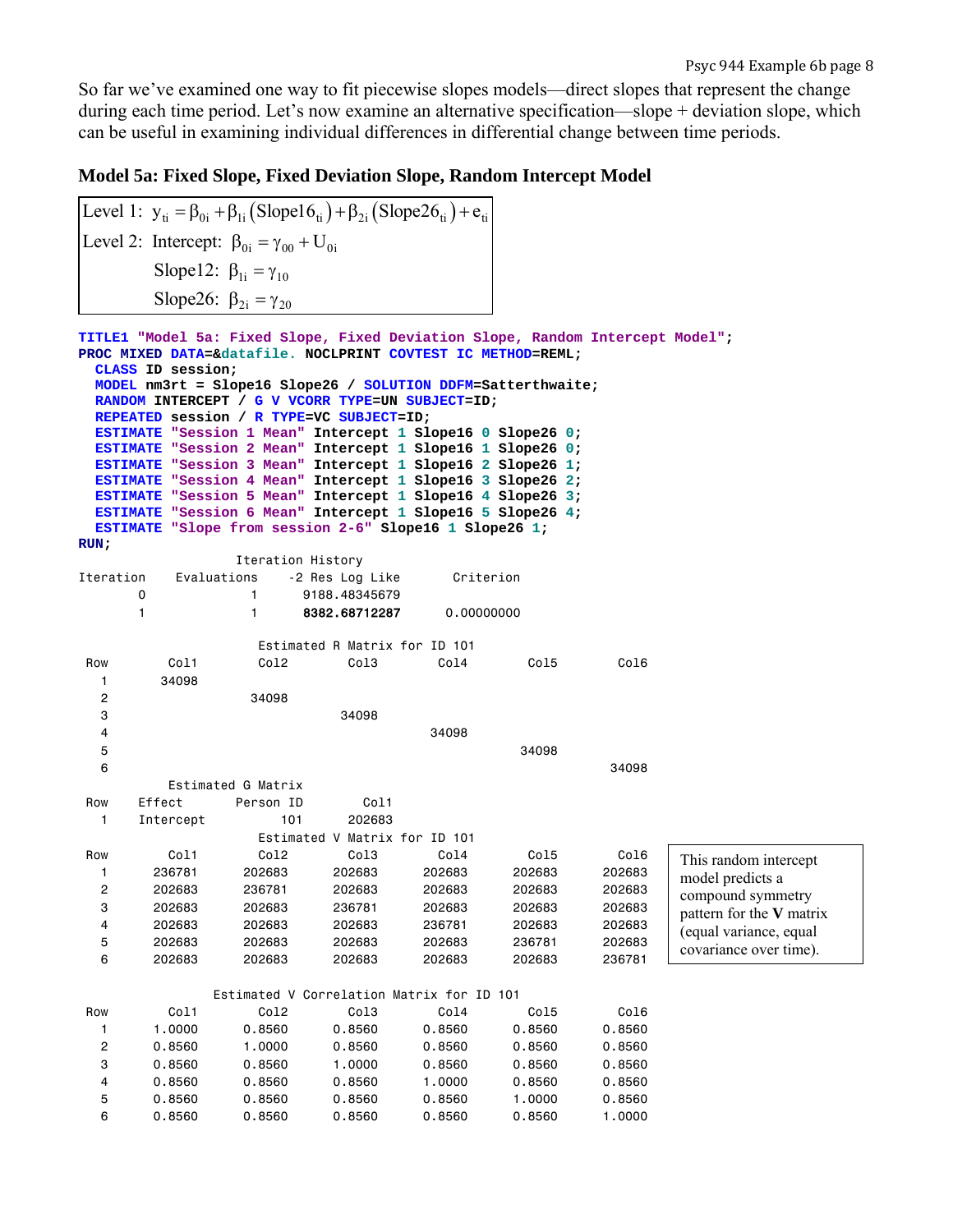So far we've examined one way to fit piecewise slopes models—direct slopes that represent the change during each time period. Let's now examine an alternative specification—slope + deviation slope, which can be useful in examining individual differences in differential change between time periods.

### Model 5a: Fixed Slope, Fixed Deviation Slope, Random Intercept Model

$$
\begin{aligned}
&\text{Level 1: } y_{ti} = \beta_{0i} + \beta_{1i}\left(\text{Slope16}_{ti}\right) + \beta_{2i}\left(\text{Slope26}_{ti}\right) + e_{ti} \\
&\text{Level 2: Intercept: } \beta_{0i} = \gamma_{00} + U_{0i} \\
&\qquad\qquad \text{Slope12: } \beta_{1i} = \gamma_{10} \\
&\qquad\qquad \text{Slope26: } \beta_{2i} = \gamma_{20}
\end{aligned}
$$

```
TITLE1 "Model 5a: Fixed Slope, Fixed Deviation Slope, Random Intercept Model";
PROC MIXED DATA=&datafile. NOCLPRINT COVTEST IC METHOD=REML;
  CLASS ID session;
  MODEL nm3rt = Slope16 Slope26 / SOLUTION DDFM=Satterthwaite;
  RANDOM INTERCEPT / G V VCORR TYPE=UN SUBJECT=ID;
  REPEATED session / R TYPE=VC SUBJECT=ID;
  ESTIMATE "Session 1 Mean" Intercept 1 Slope16 0 Slope26 0;
  ESTIMATE "Session 2 Mean" Intercept 1 Slope16 1 Slope26 0;
  ESTIMATE "Session 3 Mean" Intercept 1 Slope16 2 Slope26 1;
  ESTIMATE "Session 4 Mean" Intercept 1 Slope16 3 Slope26 2;
  ESTIMATE "Session 5 Mean" Intercept 1 Slope16 4 Slope26 3;
  ESTIMATE "Session 6 Mean" Intercept 1 Slope16 5 Slope26 4;
  ESTIMATE "Slope from session 2-6" Slope16 1 Slope26 1;
RUN;
```

```
                 Iteration History
Iteration    Evaluations    -2 Res Log Like       Criterion
        0              1      9188.48345679
        1              1      8382.68712287      0.00000000

                   Estimated R Matrix for ID 101
Row       Col1        Col2        Col3        Col4        Col5        Col6
  1      34098
  2                  34098
  3                              34098
  4                                          34098
  5                                                      34098
  6                                                                  34098

        Estimated G Matrix
Row    Effect       Person ID        Col1
  1    Intercept          101      202683

                   Estimated V Matrix for ID 101
Row       Col1        Col2        Col3        Col4        Col5        Col6
  1     236781      202683      202683      202683      202683      202683
  2     202683      236781      202683      202683      202683      202683
  3     202683      202683      236781      202683      202683      202683
  4     202683      202683      202683      236781      202683      202683
  5     202683      202683      202683      202683      236781      202683
  6     202683      202683      202683      202683      202683      236781
```

This random intercept model predicts a compound symmetry pattern for the **V** matrix (equal variance, equal covariance over time).

```
              Estimated V Correlation Matrix for ID 101
Row       Col1        Col2        Col3        Col4        Col5        Col6
  1     1.0000      0.8560      0.8560      0.8560      0.8560      0.8560
  2     0.8560      1.0000      0.8560      0.8560      0.8560      0.8560
  3     0.8560      0.8560      1.0000      0.8560      0.8560      0.8560
  4     0.8560      0.8560      0.8560      1.0000      0.8560      0.8560
  5     0.8560      0.8560      0.8560      0.8560      1.0000      0.8560
  6     0.8560      0.8560      0.8560      0.8560      0.8560      1.0000
```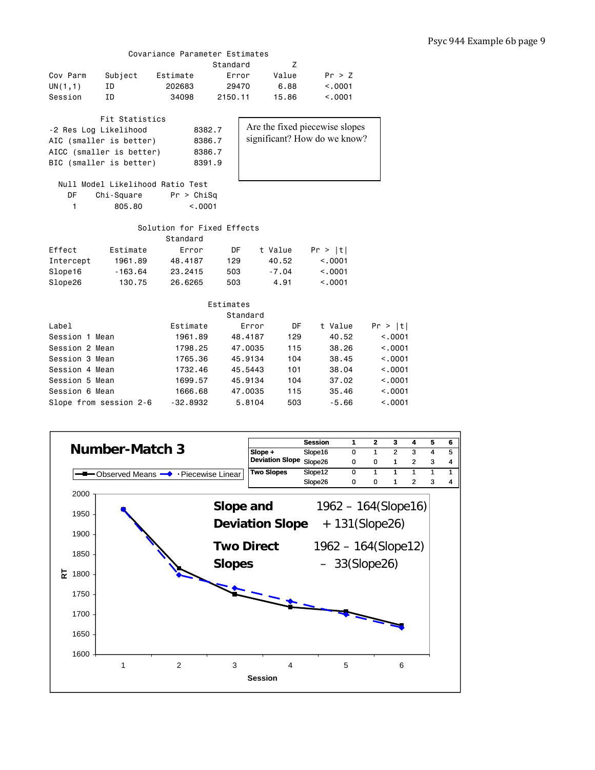Covariance Parameter Estimates

| Cov Parm | Subject | Estimate | Standard Error | Z Value | Pr > Z |
|---|---|---|---|---|---|
| UN(1,1) | ID | 202683 | 29470 | 6.88 | <.0001 |
| Session | ID | 34098 | 2150.11 | 15.86 | <.0001 |

Fit Statistics

| | |
|---|---|
| -2 Res Log Likelihood | 8382.7 |
| AIC (smaller is better) | 8386.7 |
| AICC (smaller is better) | 8386.7 |
| BIC (smaller is better) | 8391.9 |

Are the fixed piecewise slopes significant? How do we know?

Null Model Likelihood Ratio Test

| DF | Chi-Square | Pr > ChiSq |
|---|---|---|
| 1 | 805.80 | <.0001 |

Solution for Fixed Effects

| Effect | Estimate | Standard Error | DF | t Value | Pr > \|t\| |
|---|---|---|---|---|---|
| Intercept | 1961.89 | 48.4187 | 129 | 40.52 | <.0001 |
| Slope16 | -163.64 | 23.2415 | 503 | -7.04 | <.0001 |
| Slope26 | 130.75 | 26.6265 | 503 | 4.91 | <.0001 |

Estimates

| Label | Estimate | Standard Error | DF | t Value | Pr > \|t\| |
|---|---|---|---|---|---|
| Session 1 Mean | 1961.89 | 48.4187 | 129 | 40.52 | <.0001 |
| Session 2 Mean | 1798.25 | 47.0035 | 115 | 38.26 | <.0001 |
| Session 3 Mean | 1765.36 | 45.9134 | 104 | 38.45 | <.0001 |
| Session 4 Mean | 1732.46 | 45.5443 | 101 | 38.04 | <.0001 |
| Session 5 Mean | 1699.57 | 45.9134 | 104 | 37.02 | <.0001 |
| Session 6 Mean | 1666.68 | 47.0035 | 115 | 35.46 | <.0001 |
| Slope from session 2-6 | -32.8932 | 5.8104 | 503 | -5.66 | <.0001 |

**Number-Match 3**

| | Session | 1 | 2 | 3 | 4 | 5 | 6 |
|---|---|---|---|---|---|---|---|
| Slope + Deviation Slope | Slope16 | 0 | 1 | 2 | 3 | 4 | 5 |
| | Slope26 | 0 | 0 | 1 | 2 | 3 | 4 |
| Two Slopes | Slope12 | 0 | 1 | 1 | 1 | 1 | 1 |
| | Slope26 | 0 | 0 | 1 | 2 | 3 | 4 |

**Slope and Deviation Slope**: 1962 – 164(Slope16) + 131(Slope26)

**Two Direct Slopes**: 1962 – 164(Slope12) – 33(Slope26)

Legend: Observed Means; Piecewise Linear. Y-axis: RT (1600–2000); X-axis: Session (1–6)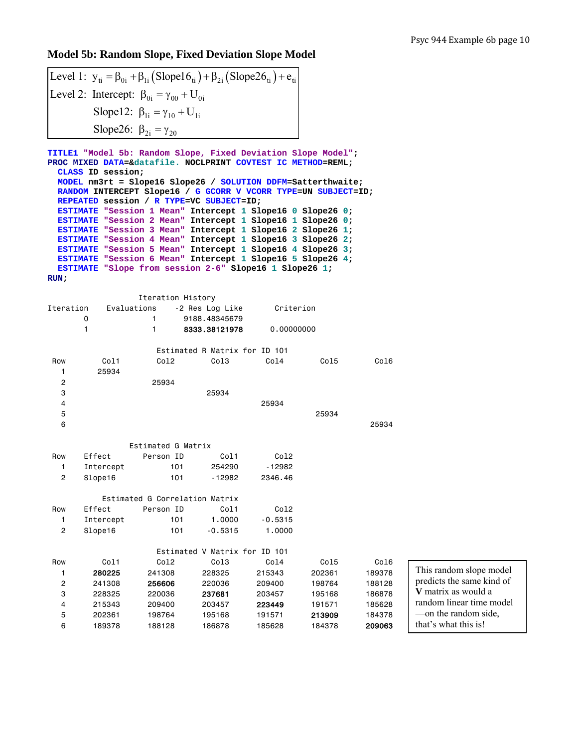## Model 5b: Random Slope, Fixed Deviation Slope Model

$$\text{Level 1: } y_{ti} = \beta_{0i} + \beta_{1i}\left(\text{Slope16}_{ti}\right) + \beta_{2i}\left(\text{Slope26}_{ti}\right) + e_{ti}$$

$$\text{Level 2: Intercept: } \beta_{0i} = \gamma_{00} + U_{0i}$$

$$\text{Slope12: } \beta_{1i} = \gamma_{10} + U_{1i}$$

$$\text{Slope26: } \beta_{2i} = \gamma_{20}$$

```
TITLE1 "Model 5b: Random Slope, Fixed Deviation Slope Model";
PROC MIXED DATA=&datafile. NOCLPRINT COVTEST IC METHOD=REML;
  CLASS ID session;
  MODEL nm3rt = Slope16 Slope26 / SOLUTION DDFM=Satterthwaite;
  RANDOM INTERCEPT Slope16 / G GCORR V VCORR TYPE=UN SUBJECT=ID;
  REPEATED session / R TYPE=VC SUBJECT=ID;
  ESTIMATE "Session 1 Mean" Intercept 1 Slope16 0 Slope26 0;
  ESTIMATE "Session 2 Mean" Intercept 1 Slope16 1 Slope26 0;
  ESTIMATE "Session 3 Mean" Intercept 1 Slope16 2 Slope26 1;
  ESTIMATE "Session 4 Mean" Intercept 1 Slope16 3 Slope26 2;
  ESTIMATE "Session 5 Mean" Intercept 1 Slope16 4 Slope26 3;
  ESTIMATE "Session 6 Mean" Intercept 1 Slope16 5 Slope26 4;
  ESTIMATE "Slope from session 2-6" Slope16 1 Slope26 1;
RUN;
```

Iteration History

| Iteration | Evaluations | -2 Res Log Like | Criterion |
|---|---|---|---|
| 0 | 1 | 9188.48345679 | |
| 1 | 1 | **8333.38121978** | 0.00000000 |

Estimated R Matrix for ID 101

| Row | Col1 | Col2 | Col3 | Col4 | Col5 | Col6 |
|---|---|---|---|---|---|---|
| 1 | 25934 | | | | | |
| 2 | | 25934 | | | | |
| 3 | | | 25934 | | | |
| 4 | | | | 25934 | | |
| 5 | | | | | 25934 | |
| 6 | | | | | | 25934 |

Estimated G Matrix

| Row | Effect | Person ID | Col1 | Col2 |
|---|---|---|---|---|
| 1 | Intercept | 101 | 254290 | -12982 |
| 2 | Slope16 | 101 | -12982 | 2346.46 |

Estimated G Correlation Matrix

| Row | Effect | Person ID | Col1 | Col2 |
|---|---|---|---|---|
| 1 | Intercept | 101 | 1.0000 | -0.5315 |
| 2 | Slope16 | 101 | -0.5315 | 1.0000 |

Estimated V Matrix for ID 101

| Row | Col1 | Col2 | Col3 | Col4 | Col5 | Col6 |
|---|---|---|---|---|---|---|
| 1 | **280225** | 241308 | 228325 | 215343 | 202361 | 189378 |
| 2 | 241308 | **256606** | 220036 | 209400 | 198764 | 188128 |
| 3 | 228325 | 220036 | **237681** | 203457 | 195168 | 186878 |
| 4 | 215343 | 209400 | 203457 | **223449** | 191571 | 185628 |
| 5 | 202361 | 198764 | 195168 | 191571 | **213909** | 184378 |
| 6 | 189378 | 188128 | 186878 | 185628 | 184378 | **209063** |

This random slope model predicts the same kind of **V** matrix as would a random linear time model —on the random side, that's what this is!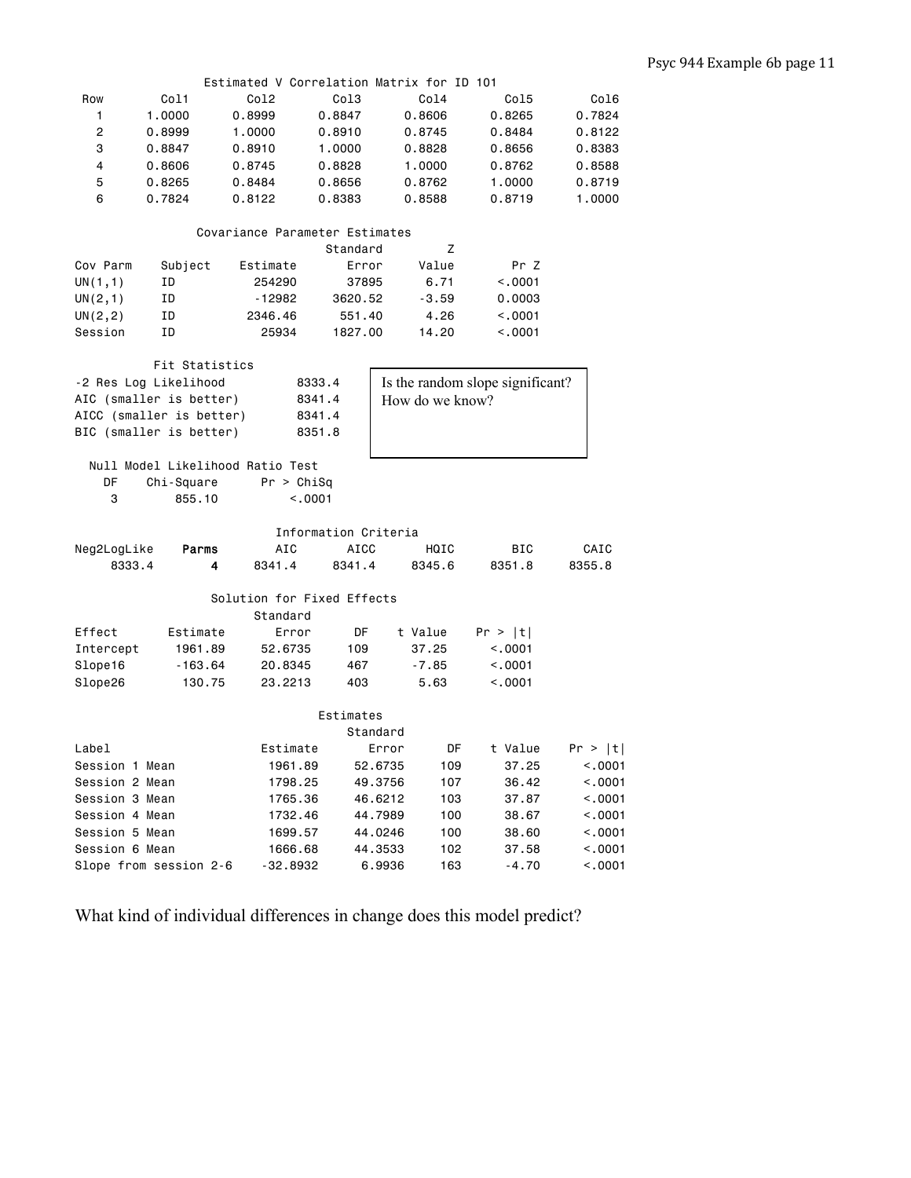Estimated V Correlation Matrix for ID 101

| Row | Col1 | Col2 | Col3 | Col4 | Col5 | Col6 |
|---|---|---|---|---|---|---|
| 1 | 1.0000 | 0.8999 | 0.8847 | 0.8606 | 0.8265 | 0.7824 |
| 2 | 0.8999 | 1.0000 | 0.8910 | 0.8745 | 0.8484 | 0.8122 |
| 3 | 0.8847 | 0.8910 | 1.0000 | 0.8828 | 0.8656 | 0.8383 |
| 4 | 0.8606 | 0.8745 | 0.8828 | 1.0000 | 0.8762 | 0.8588 |
| 5 | 0.8265 | 0.8484 | 0.8656 | 0.8762 | 1.0000 | 0.8719 |
| 6 | 0.7824 | 0.8122 | 0.8383 | 0.8588 | 0.8719 | 1.0000 |

Covariance Parameter Estimates

| Cov Parm | Subject | Estimate | Standard Error | Z Value | Pr Z |
|---|---|---|---|---|---|
| UN(1,1) | ID | 254290 | 37895 | 6.71 | <.0001 |
| UN(2,1) | ID | -12982 | 3620.52 | -3.59 | 0.0003 |
| UN(2,2) | ID | 2346.46 | 551.40 | 4.26 | <.0001 |
| Session | ID | 25934 | 1827.00 | 14.20 | <.0001 |

Fit Statistics

| | |
|---|---|
| -2 Res Log Likelihood | 8333.4 |
| AIC (smaller is better) | 8341.4 |
| AICC (smaller is better) | 8341.4 |
| BIC (smaller is better) | 8351.8 |

Is the random slope significant? How do we know?

Null Model Likelihood Ratio Test

| DF | Chi-Square | Pr > ChiSq |
|---|---|---|
| 3 | 855.10 | <.0001 |

Information Criteria

| Neg2LogLike | **Parms** | AIC | AICC | HQIC | BIC | CAIC |
|---|---|---|---|---|---|---|
| 8333.4 | **4** | 8341.4 | 8341.4 | 8345.6 | 8351.8 | 8355.8 |

Solution for Fixed Effects

| Effect | Estimate | Standard Error | DF | t Value | Pr > \|t\| |
|---|---|---|---|---|---|
| Intercept | 1961.89 | 52.6735 | 109 | 37.25 | <.0001 |
| Slope16 | -163.64 | 20.8345 | 467 | -7.85 | <.0001 |
| Slope26 | 130.75 | 23.2213 | 403 | 5.63 | <.0001 |

Estimates

| Label | Estimate | Standard Error | DF | t Value | Pr > \|t\| |
|---|---|---|---|---|---|
| Session 1 Mean | 1961.89 | 52.6735 | 109 | 37.25 | <.0001 |
| Session 2 Mean | 1798.25 | 49.3756 | 107 | 36.42 | <.0001 |
| Session 3 Mean | 1765.36 | 46.6212 | 103 | 37.87 | <.0001 |
| Session 4 Mean | 1732.46 | 44.7989 | 100 | 38.67 | <.0001 |
| Session 5 Mean | 1699.57 | 44.0246 | 100 | 38.60 | <.0001 |
| Session 6 Mean | 1666.68 | 44.3533 | 102 | 37.58 | <.0001 |
| Slope from session 2-6 | -32.8932 | 6.9936 | 163 | -4.70 | <.0001 |

What kind of individual differences in change does this model predict?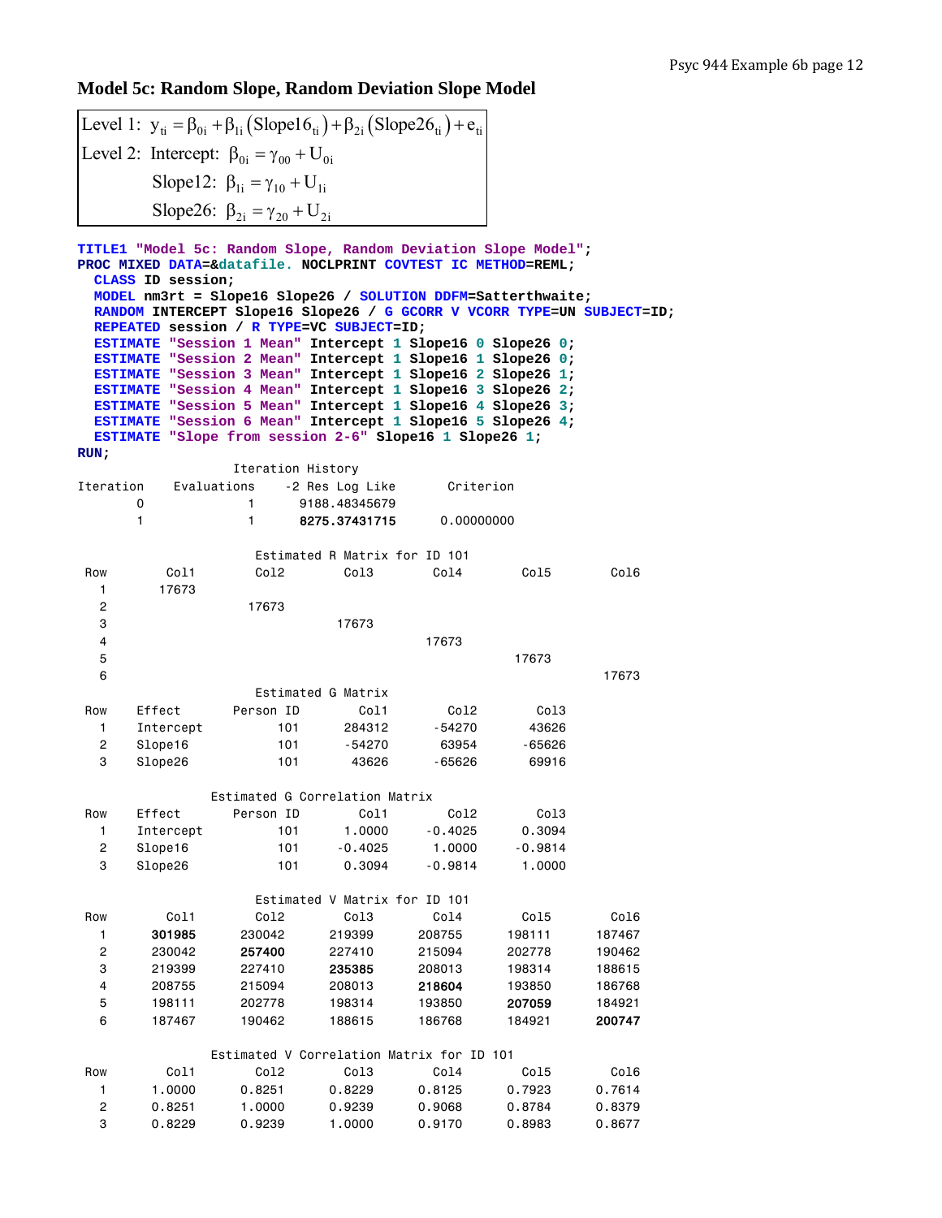## Model 5c: Random Slope, Random Deviation Slope Model

$$\text{Level 1: } y_{ti} = \beta_{0i} + \beta_{1i}\left(\text{Slope16}_{ti}\right) + \beta_{2i}\left(\text{Slope26}_{ti}\right) + e_{ti}$$

$$\text{Level 2: Intercept: } \beta_{0i} = \gamma_{00} + U_{0i}$$

$$\text{Slope12: } \beta_{1i} = \gamma_{10} + U_{1i}$$

$$\text{Slope26: } \beta_{2i} = \gamma_{20} + U_{2i}$$

```
TITLE1 "Model 5c: Random Slope, Random Deviation Slope Model";
PROC MIXED DATA=&datafile. NOCLPRINT COVTEST IC METHOD=REML;
  CLASS ID session;
  MODEL nm3rt = Slope16 Slope26 / SOLUTION DDFM=Satterthwaite;
  RANDOM INTERCEPT Slope16 Slope26 / G GCORR V VCORR TYPE=UN SUBJECT=ID;
  REPEATED session / R TYPE=VC SUBJECT=ID;
  ESTIMATE "Session 1 Mean" Intercept 1 Slope16 0 Slope26 0;
  ESTIMATE "Session 2 Mean" Intercept 1 Slope16 1 Slope26 0;
  ESTIMATE "Session 3 Mean" Intercept 1 Slope16 2 Slope26 1;
  ESTIMATE "Session 4 Mean" Intercept 1 Slope16 3 Slope26 2;
  ESTIMATE "Session 5 Mean" Intercept 1 Slope16 4 Slope26 3;
  ESTIMATE "Session 6 Mean" Intercept 1 Slope16 5 Slope26 4;
  ESTIMATE "Slope from session 2-6" Slope16 1 Slope26 1;
RUN;
```

Iteration History

| Iteration | Evaluations | -2 Res Log Like | Criterion |
|---|---|---|---|
| 0 | 1 | 9188.48345679 | |
| 1 | 1 | **8275.37431715** | 0.00000000 |

Estimated R Matrix for ID 101

| Row | Col1 | Col2 | Col3 | Col4 | Col5 | Col6 |
|---|---|---|---|---|---|---|
| 1 | 17673 | | | | | |
| 2 | | 17673 | | | | |
| 3 | | | 17673 | | | |
| 4 | | | | 17673 | | |
| 5 | | | | | 17673 | |
| 6 | | | | | | 17673 |

Estimated G Matrix

| Row | Effect | Person ID | Col1 | Col2 | Col3 |
|---|---|---|---|---|---|
| 1 | Intercept | 101 | 284312 | -54270 | 43626 |
| 2 | Slope16 | 101 | -54270 | 63954 | -65626 |
| 3 | Slope26 | 101 | 43626 | -65626 | 69916 |

Estimated G Correlation Matrix

| Row | Effect | Person ID | Col1 | Col2 | Col3 |
|---|---|---|---|---|---|
| 1 | Intercept | 101 | 1.0000 | -0.4025 | 0.3094 |
| 2 | Slope16 | 101 | -0.4025 | 1.0000 | -0.9814 |
| 3 | Slope26 | 101 | 0.3094 | -0.9814 | 1.0000 |

Estimated V Matrix for ID 101

| Row | Col1 | Col2 | Col3 | Col4 | Col5 | Col6 |
|---|---|---|---|---|---|---|
| 1 | **301985** | 230042 | 219399 | 208755 | 198111 | 187467 |
| 2 | 230042 | **257400** | 227410 | 215094 | 202778 | 190462 |
| 3 | 219399 | 227410 | **235385** | 208013 | 198314 | 188615 |
| 4 | 208755 | 215094 | 208013 | **218604** | 193850 | 186768 |
| 5 | 198111 | 202778 | 198314 | 193850 | **207059** | 184921 |
| 6 | 187467 | 190462 | 188615 | 186768 | 184921 | **200747** |

Estimated V Correlation Matrix for ID 101

| Row | Col1 | Col2 | Col3 | Col4 | Col5 | Col6 |
|---|---|---|---|---|---|---|
| 1 | 1.0000 | 0.8251 | 0.8229 | 0.8125 | 0.7923 | 0.7614 |
| 2 | 0.8251 | 1.0000 | 0.9239 | 0.9068 | 0.8784 | 0.8379 |
| 3 | 0.8229 | 0.9239 | 1.0000 | 0.9170 | 0.8983 | 0.8677 |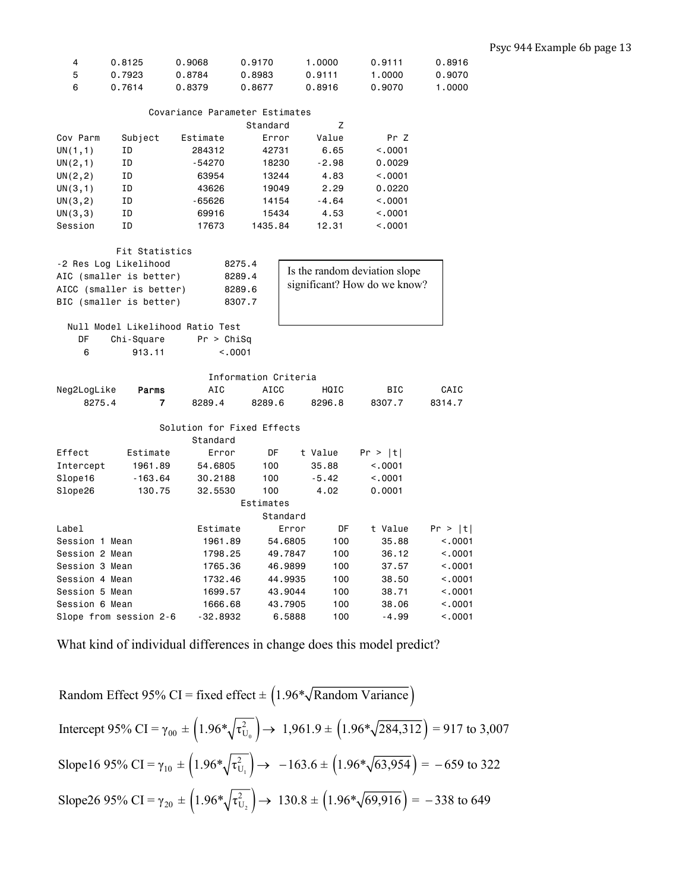| | | | | | | |
|---|---|---|---|---|---|---|
| 4 | 0.8125 | 0.9068 | 0.9170 | 1.0000 | 0.9111 | 0.8916 |
| 5 | 0.7923 | 0.8784 | 0.8983 | 0.9111 | 1.0000 | 0.9070 |
| 6 | 0.7614 | 0.8379 | 0.8677 | 0.8916 | 0.9070 | 1.0000 |

Covariance Parameter Estimates

| Cov Parm | Subject | Estimate | Standard Error | Z Value | Pr Z |
|---|---|---|---|---|---|
| UN(1,1) | ID | 284312 | 42731 | 6.65 | <.0001 |
| UN(2,1) | ID | -54270 | 18230 | -2.98 | 0.0029 |
| UN(2,2) | ID | 63954 | 13244 | 4.83 | <.0001 |
| UN(3,1) | ID | 43626 | 19049 | 2.29 | 0.0220 |
| UN(3,2) | ID | -65626 | 14154 | -4.64 | <.0001 |
| UN(3,3) | ID | 69916 | 15434 | 4.53 | <.0001 |
| Session | ID | 17673 | 1435.84 | 12.31 | <.0001 |

Fit Statistics

| | |
|---|---|
| -2 Res Log Likelihood | 8275.4 |
| AIC (smaller is better) | 8289.4 |
| AICC (smaller is better) | 8289.6 |
| BIC (smaller is better) | 8307.7 |

Is the random deviation slope significant? How do we know?

Null Model Likelihood Ratio Test

| DF | Chi-Square | Pr > ChiSq |
|---|---|---|
| 6 | 913.11 | <.0001 |

Information Criteria

| Neg2LogLike | Parms | AIC | AICC | HQIC | BIC | CAIC |
|---|---|---|---|---|---|---|
| 8275.4 | **7** | 8289.4 | 8289.6 | 8296.8 | 8307.7 | 8314.7 |

Solution for Fixed Effects

| Effect | Estimate | Standard Error | DF | t Value | Pr > \|t\| |
|---|---|---|---|---|---|
| Intercept | 1961.89 | 54.6805 | 100 | 35.88 | <.0001 |
| Slope16 | -163.64 | 30.2188 | 100 | -5.42 | <.0001 |
| Slope26 | 130.75 | 32.5530 | 100 | 4.02 | 0.0001 |

Estimates

| Label | Estimate | Standard Error | DF | t Value | Pr > \|t\| |
|---|---|---|---|---|---|
| Session 1 Mean | 1961.89 | 54.6805 | 100 | 35.88 | <.0001 |
| Session 2 Mean | 1798.25 | 49.7847 | 100 | 36.12 | <.0001 |
| Session 3 Mean | 1765.36 | 46.9899 | 100 | 37.57 | <.0001 |
| Session 4 Mean | 1732.46 | 44.9935 | 100 | 38.50 | <.0001 |
| Session 5 Mean | 1699.57 | 43.9044 | 100 | 38.71 | <.0001 |
| Session 6 Mean | 1666.68 | 43.7905 | 100 | 38.06 | <.0001 |
| Slope from session 2-6 | -32.8932 | 6.5888 | 100 | -4.99 | <.0001 |

What kind of individual differences in change does this model predict?

$$\text{Random Effect 95\% CI} = \text{fixed effect} \pm \left(1.96 * \sqrt{\text{Random Variance}}\right)$$

$$\text{Intercept 95\% CI} = \gamma_{00} \pm \left(1.96 * \sqrt{\tau^2_{U_0}}\right) \rightarrow \; 1{,}961.9 \pm \left(1.96 * \sqrt{284{,}312}\right) = 917 \text{ to } 3{,}007$$

$$\text{Slope16 95\% CI} = \gamma_{10} \pm \left(1.96 * \sqrt{\tau^2_{U_1}}\right) \rightarrow \; -163.6 \pm \left(1.96 * \sqrt{63{,}954}\right) = -659 \text{ to } 322$$

$$\text{Slope26 95\% CI} = \gamma_{20} \pm \left(1.96 * \sqrt{\tau^2_{U_2}}\right) \rightarrow \; 130.8 \pm \left(1.96 * \sqrt{69{,}916}\right) = -338 \text{ to } 649$$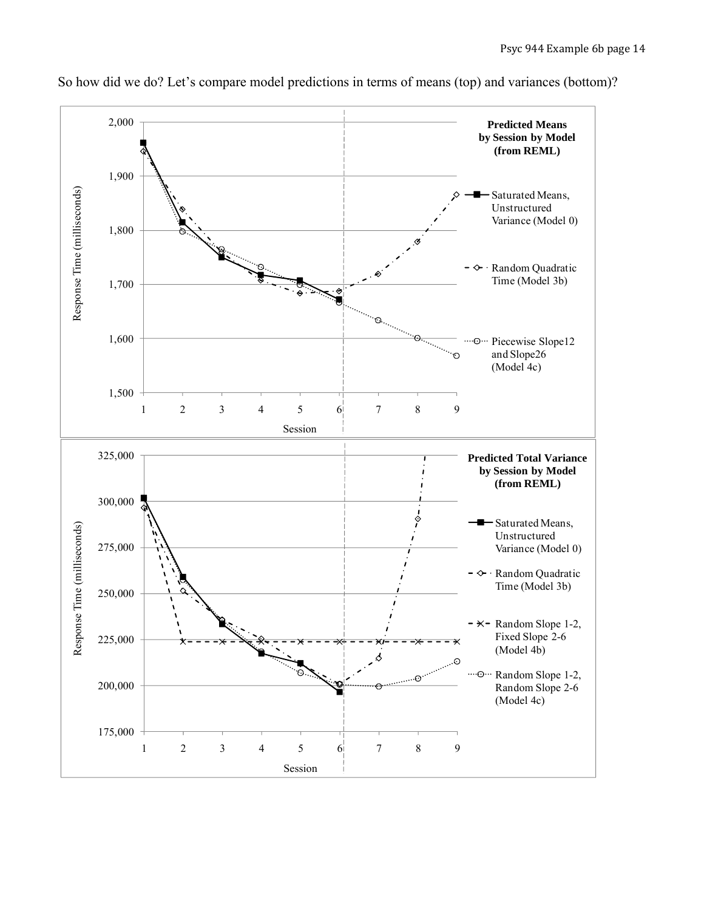So how did we do? Let's compare model predictions in terms of means (top) and variances (bottom)?

**Predicted Means by Session by Model (from REML)**

Response Time (milliseconds)

2,000
1,900
1,800
1,700
1,600
1,500

1 2 3 4 5 6 7 8 9

Session

Saturated Means, Unstructured Variance (Model 0)

Random Quadratic Time (Model 3b)

Piecewise Slope12 and Slope26 (Model 4c)

**Predicted Total Variance by Session by Model (from REML)**

Response Time (milliseconds)

325,000
300,000
275,000
250,000
225,000
200,000
175,000

1 2 3 4 5 6 7 8 9

Session

Saturated Means, Unstructured Variance (Model 0)

Random Quadratic Time (Model 3b)

Random Slope 1-2, Fixed Slope 2-6 (Model 4b)

Random Slope 1-2, Random Slope 2-6 (Model 4c)